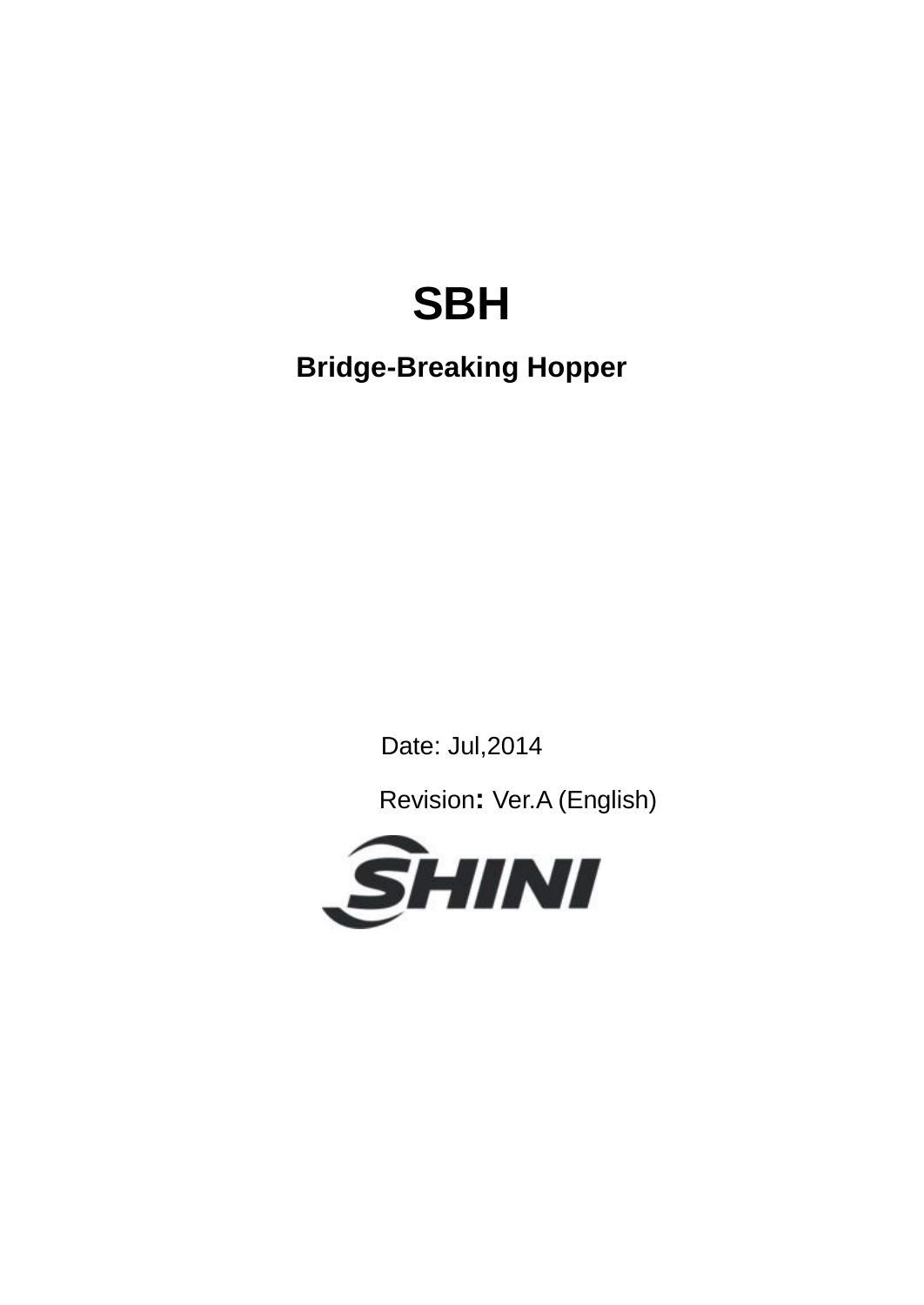# SBH

## Bridge-Breaking Hopper

Date: Jul,2014

Revision: Ver.A (English)

SHINI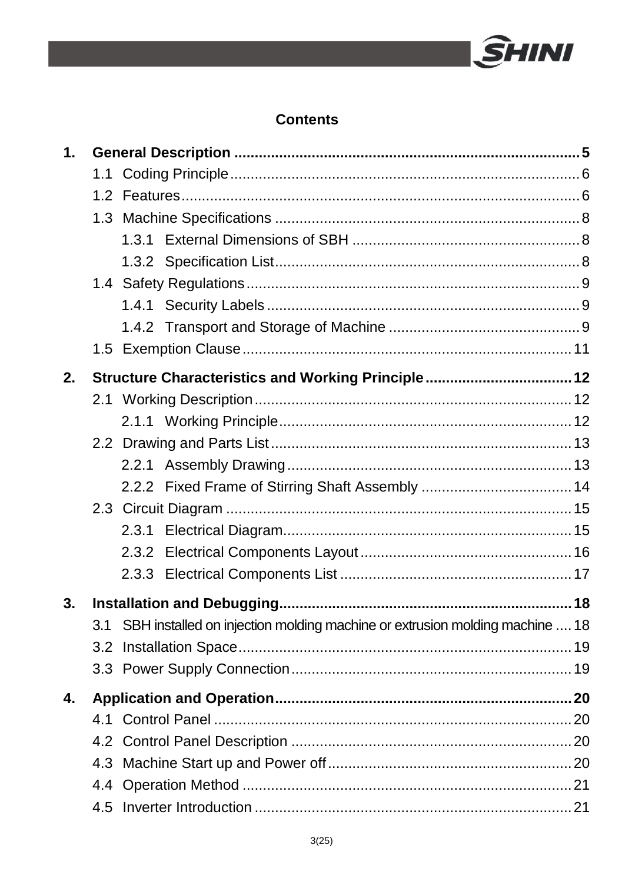# Contents

**1. General Description .......... 5**

- 1.1 Coding Principle .......... 6
- 1.2 Features .......... 6
- 1.3 Machine Specifications .......... 8
  - 1.3.1 External Dimensions of SBH .......... 8
  - 1.3.2 Specification List .......... 8
- 1.4 Safety Regulations .......... 9
  - 1.4.1 Security Labels .......... 9
  - 1.4.2 Transport and Storage of Machine .......... 9
- 1.5 Exemption Clause .......... 11

**2. Structure Characteristics and Working Principle .......... 12**

- 2.1 Working Description .......... 12
  - 2.1.1 Working Principle .......... 12
- 2.2 Drawing and Parts List .......... 13
  - 2.2.1 Assembly Drawing .......... 13
  - 2.2.2 Fixed Frame of Stirring Shaft Assembly .......... 14
- 2.3 Circuit Diagram .......... 15
  - 2.3.1 Electrical Diagram .......... 15
  - 2.3.2 Electrical Components Layout .......... 16
  - 2.3.3 Electrical Components List .......... 17

**3. Installation and Debugging .......... 18**

- 3.1 SBH installed on injection molding machine or extrusion molding machine .......... 18
- 3.2 Installation Space .......... 19
- 3.3 Power Supply Connection .......... 19

**4. Application and Operation .......... 20**

- 4.1 Control Panel .......... 20
- 4.2 Control Panel Description .......... 20
- 4.3 Machine Start up and Power off .......... 20
- 4.4 Operation Method .......... 21
- 4.5 Inverter Introduction .......... 21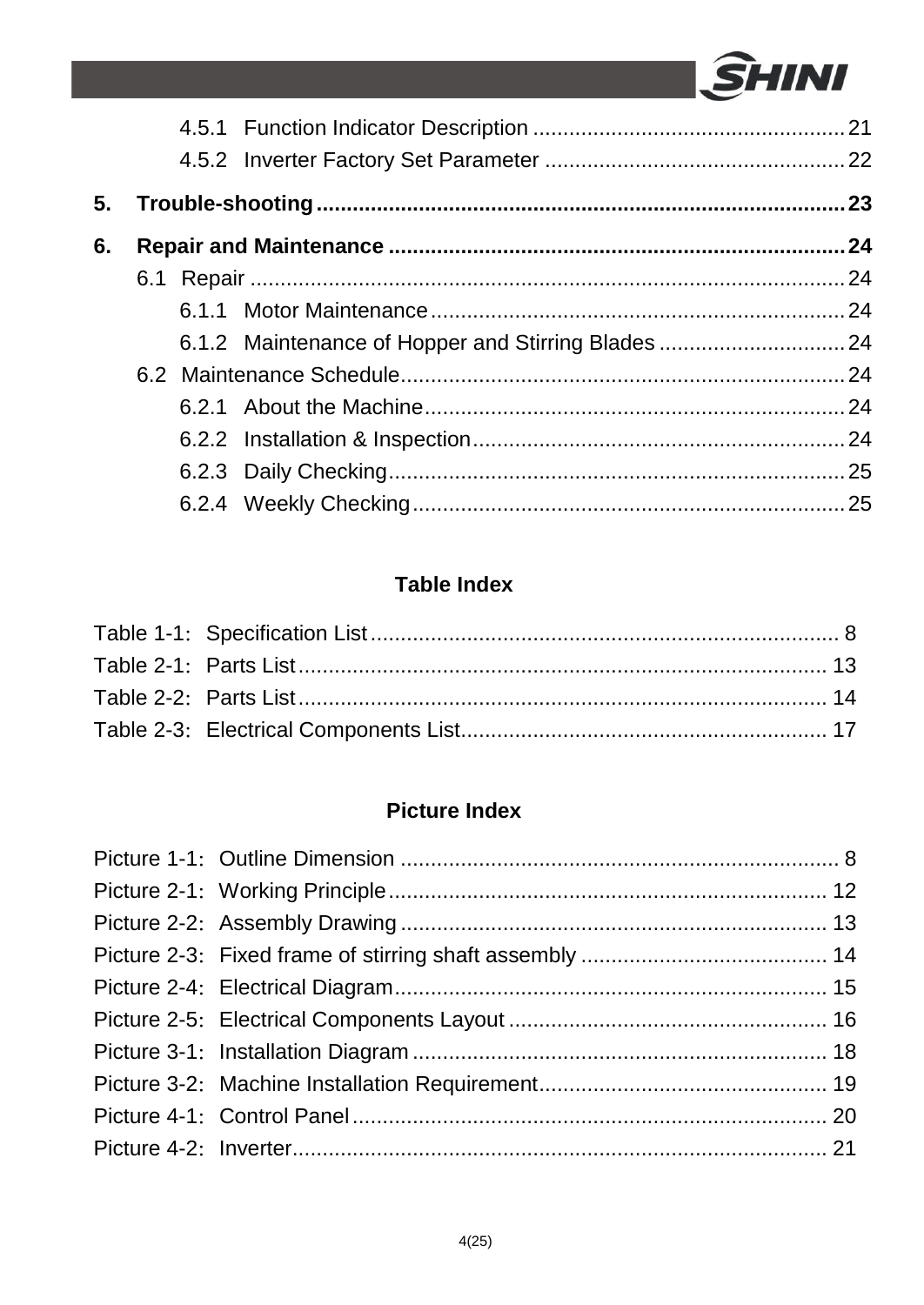4.5.1 Function Indicator Description ....................................................21

4.5.2 Inverter Factory Set Parameter .................................................22

**5. Trouble-shooting.......................................................................................23**

**6. Repair and Maintenance ..........................................................................24**

6.1 Repair ..................................................................................................24

6.1.1 Motor Maintenance.....................................................................24

6.1.2 Maintenance of Hopper and Stirring Blades ...............................24

6.2 Maintenance Schedule..........................................................................24

6.2.1 About the Machine......................................................................24

6.2.2 Installation & Inspection..............................................................24

6.2.3 Daily Checking............................................................................25

6.2.4 Weekly Checking........................................................................25

## Table Index

Table 1-1: Specification List............................................................................. 8

Table 2-1: Parts List....................................................................................... 13

Table 2-2: Parts List....................................................................................... 14

Table 2-3: Electrical Components List............................................................ 17

## Picture Index

Picture 1-1: Outline Dimension ........................................................................ 8

Picture 2-1: Working Principle......................................................................... 12

Picture 2-2: Assembly Drawing ...................................................................... 13

Picture 2-3: Fixed frame of stirring shaft assembly ......................................... 14

Picture 2-4: Electrical Diagram........................................................................ 15

Picture 2-5: Electrical Components Layout .................................................... 16

Picture 3-1: Installation Diagram ..................................................................... 18

Picture 3-2: Machine Installation Requirement................................................ 19

Picture 4-1: Control Panel............................................................................... 20

Picture 4-2: Inverter........................................................................................ 21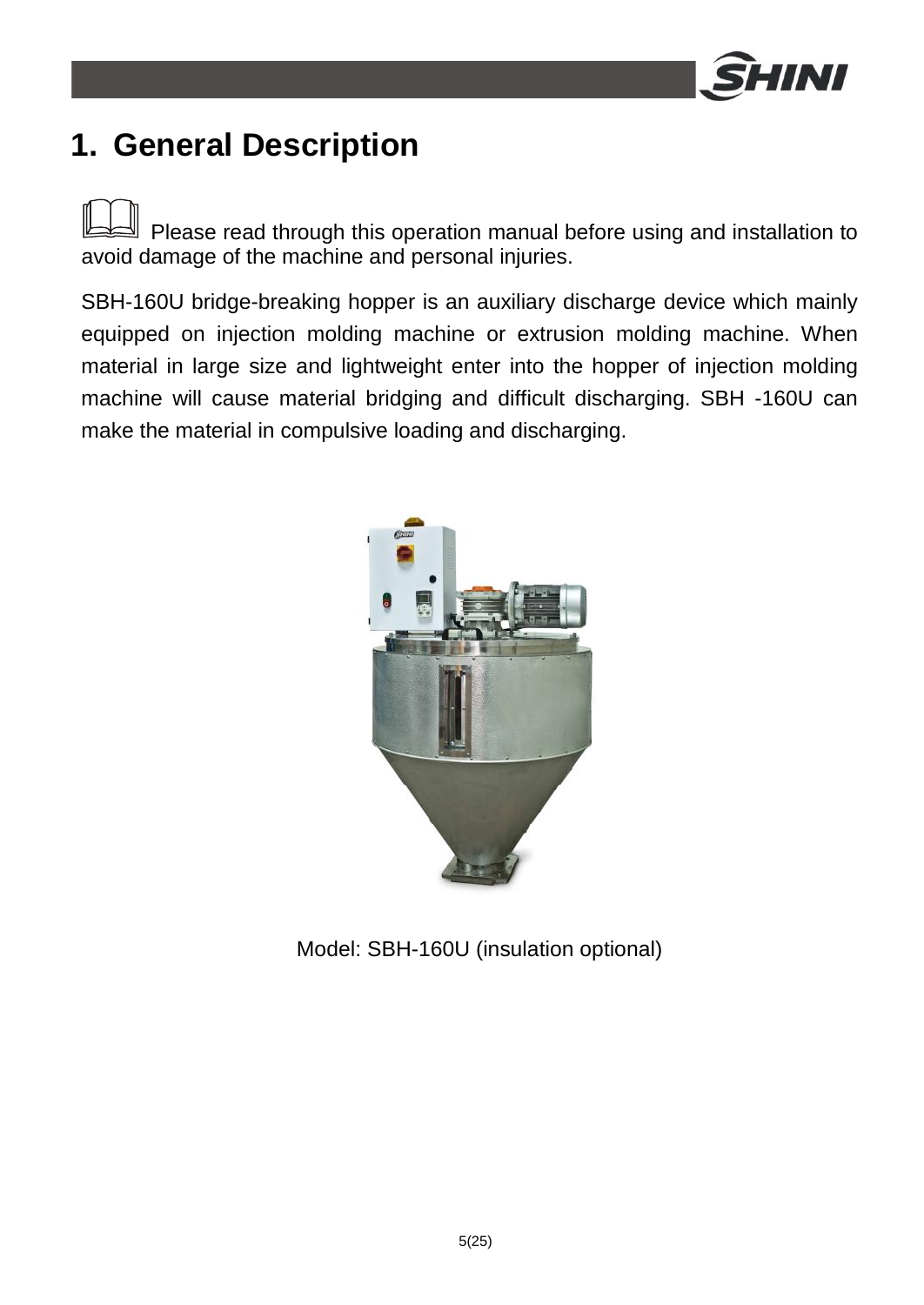# 1. General Description

Please read through this operation manual before using and installation to avoid damage of the machine and personal injuries.

SBH-160U bridge-breaking hopper is an auxiliary discharge device which mainly equipped on injection molding machine or extrusion molding machine. When material in large size and lightweight enter into the hopper of injection molding machine will cause material bridging and difficult discharging. SBH -160U can make the material in compulsive loading and discharging.

Model: SBH-160U (insulation optional)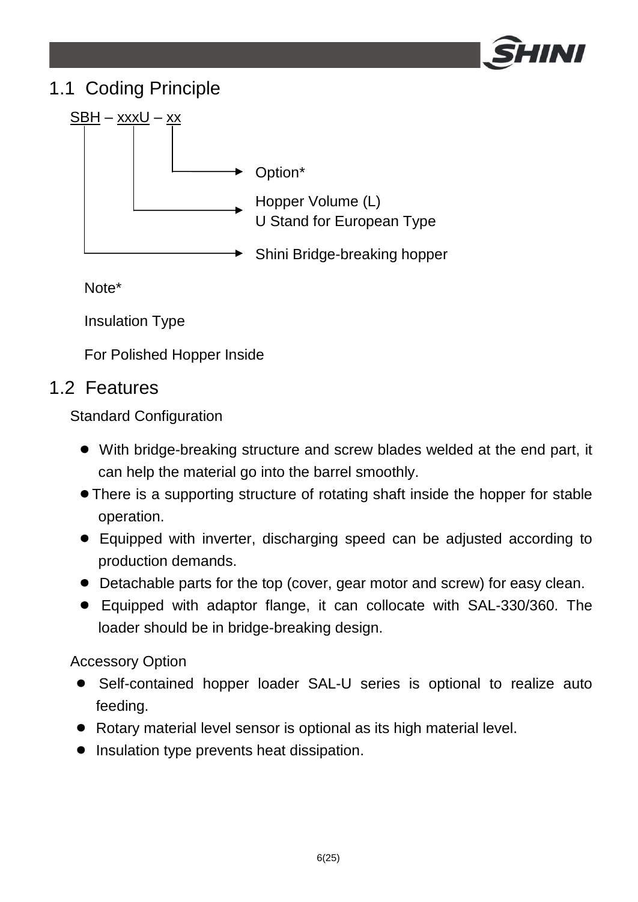## 1.1 Coding Principle

SBH – xxxU – xx

- xx → Option*
- xxxU → Hopper Volume (L); U Stand for European Type
- SBH → Shini Bridge-breaking hopper

Note*

Insulation Type

For Polished Hopper Inside

## 1.2 Features

Standard Configuration

- With bridge-breaking structure and screw blades welded at the end part, it can help the material go into the barrel smoothly.
- There is a supporting structure of rotating shaft inside the hopper for stable operation.
- Equipped with inverter, discharging speed can be adjusted according to production demands.
- Detachable parts for the top (cover, gear motor and screw) for easy clean.
- Equipped with adaptor flange, it can collocate with SAL-330/360. The loader should be in bridge-breaking design.

Accessory Option

- Self-contained hopper loader SAL-U series is optional to realize auto feeding.
- Rotary material level sensor is optional as its high material level.
- Insulation type prevents heat dissipation.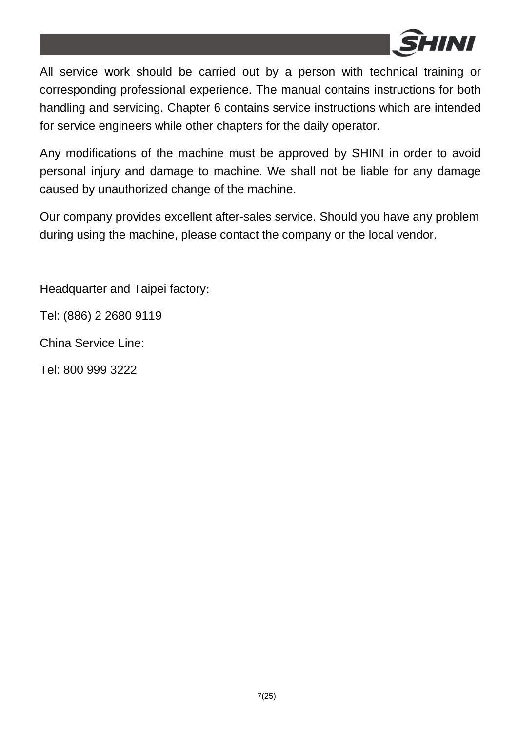All service work should be carried out by a person with technical training or corresponding professional experience. The manual contains instructions for both handling and servicing. Chapter 6 contains service instructions which are intended for service engineers while other chapters for the daily operator.

Any modifications of the machine must be approved by SHINI in order to avoid personal injury and damage to machine. We shall not be liable for any damage caused by unauthorized change of the machine.

Our company provides excellent after-sales service. Should you have any problem during using the machine, please contact the company or the local vendor.

Headquarter and Taipei factory:

Tel: (886) 2 2680 9119

China Service Line:

Tel: 800 999 3222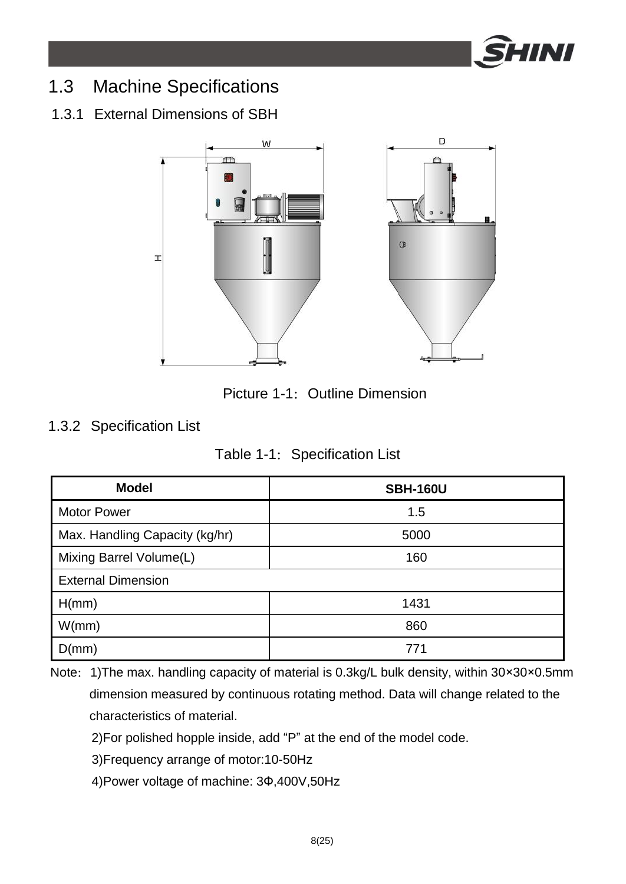## 1.3 Machine Specifications

### 1.3.1 External Dimensions of SBH

Picture 1-1: Outline Dimension

### 1.3.2 Specification List

Table 1-1: Specification List

| Model | SBH-160U |
|---|---|
| Motor Power | 1.5 |
| Max. Handling Capacity (kg/hr) | 5000 |
| Mixing Barrel Volume(L) | 160 |
| External Dimension | |
| H(mm) | 1431 |
| W(mm) | 860 |
| D(mm) | 771 |

Note: 1)The max. handling capacity of material is 0.3kg/L bulk density, within 30×30×0.5mm dimension measured by continuous rotating method. Data will change related to the characteristics of material.

2)For polished hopple inside, add "P" at the end of the model code.

3)Frequency arrange of motor:10-50Hz

4)Power voltage of machine: 3Φ,400V,50Hz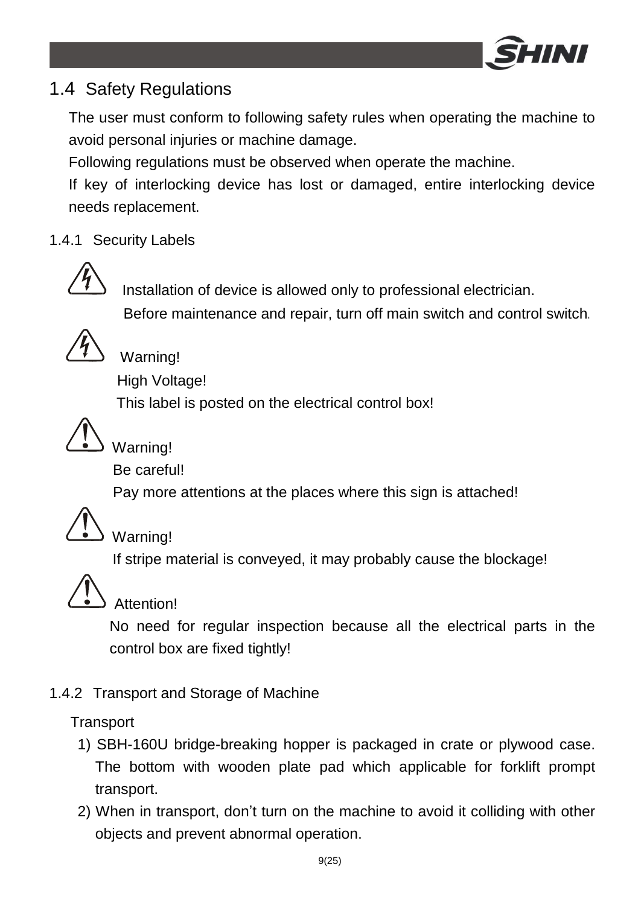## 1.4 Safety Regulations

The user must conform to following safety rules when operating the machine to avoid personal injuries or machine damage.

Following regulations must be observed when operate the machine.

If key of interlocking device has lost or damaged, entire interlocking device needs replacement.

### 1.4.1 Security Labels

Installation of device is allowed only to professional electrician.

Before maintenance and repair, turn off main switch and control switch.

Warning!

High Voltage!

This label is posted on the electrical control box!

Warning!

Be careful!

Pay more attentions at the places where this sign is attached!

Warning!

If stripe material is conveyed, it may probably cause the blockage!

Attention!

No need for regular inspection because all the electrical parts in the control box are fixed tightly!

### 1.4.2 Transport and Storage of Machine

Transport

1) SBH-160U bridge-breaking hopper is packaged in crate or plywood case. The bottom with wooden plate pad which applicable for forklift prompt transport.
2) When in transport, don't turn on the machine to avoid it colliding with other objects and prevent abnormal operation.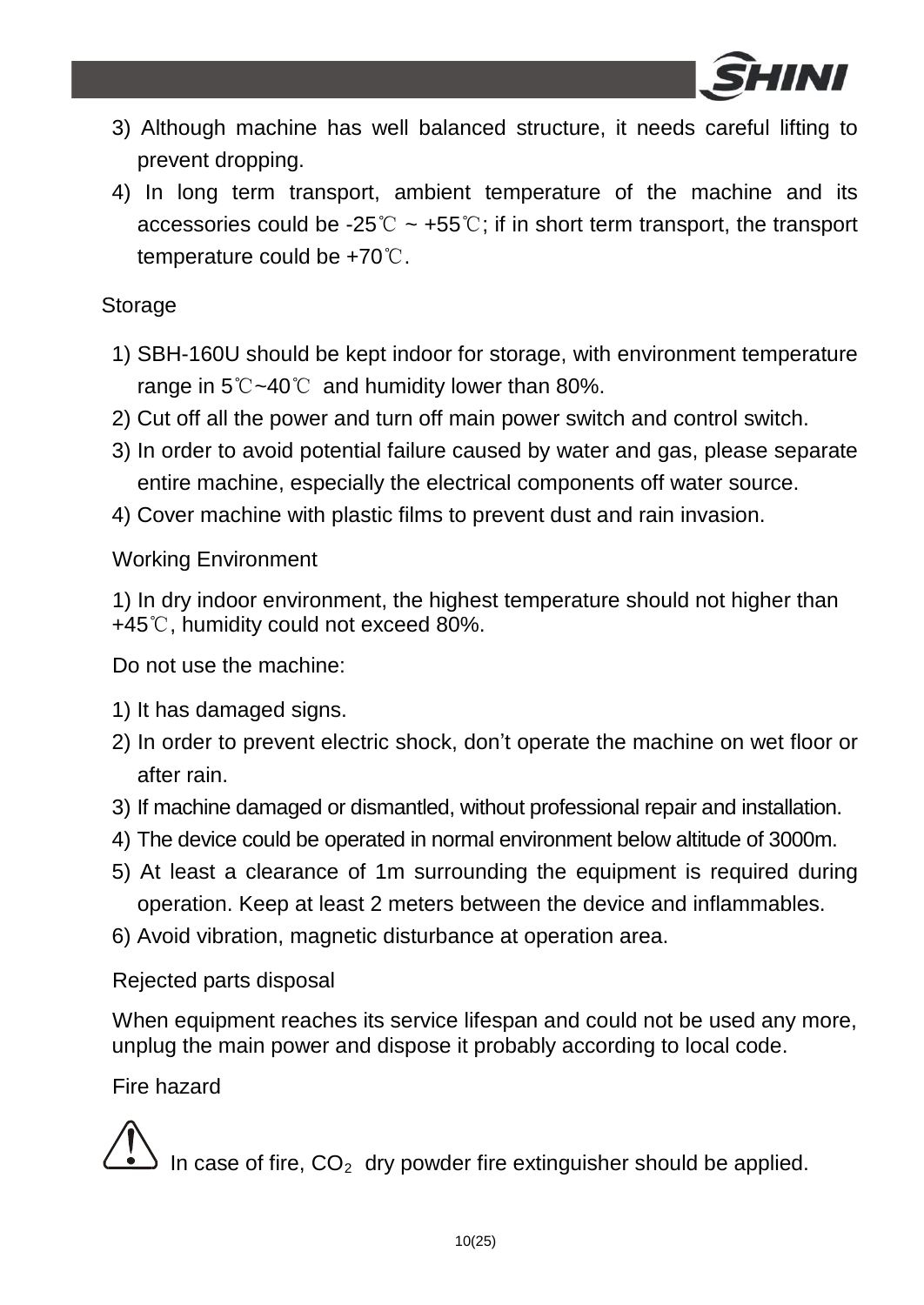3) Although machine has well balanced structure, it needs careful lifting to prevent dropping.
4) In long term transport, ambient temperature of the machine and its accessories could be -25℃ ~ +55℃; if in short term transport, the transport temperature could be +70℃.

Storage

1) SBH-160U should be kept indoor for storage, with environment temperature range in 5℃~40℃ and humidity lower than 80%.
2) Cut off all the power and turn off main power switch and control switch.
3) In order to avoid potential failure caused by water and gas, please separate entire machine, especially the electrical components off water source.
4) Cover machine with plastic films to prevent dust and rain invasion.

Working Environment

1) In dry indoor environment, the highest temperature should not higher than +45℃, humidity could not exceed 80%.

Do not use the machine:

1) It has damaged signs.
2) In order to prevent electric shock, don't operate the machine on wet floor or after rain.
3) If machine damaged or dismantled, without professional repair and installation.
4) The device could be operated in normal environment below altitude of 3000m.
5) At least a clearance of 1m surrounding the equipment is required during operation. Keep at least 2 meters between the device and inflammables.
6) Avoid vibration, magnetic disturbance at operation area.

Rejected parts disposal

When equipment reaches its service lifespan and could not be used any more, unplug the main power and dispose it probably according to local code.

Fire hazard

⚠ In case of fire, $CO_2$ dry powder fire extinguisher should be applied.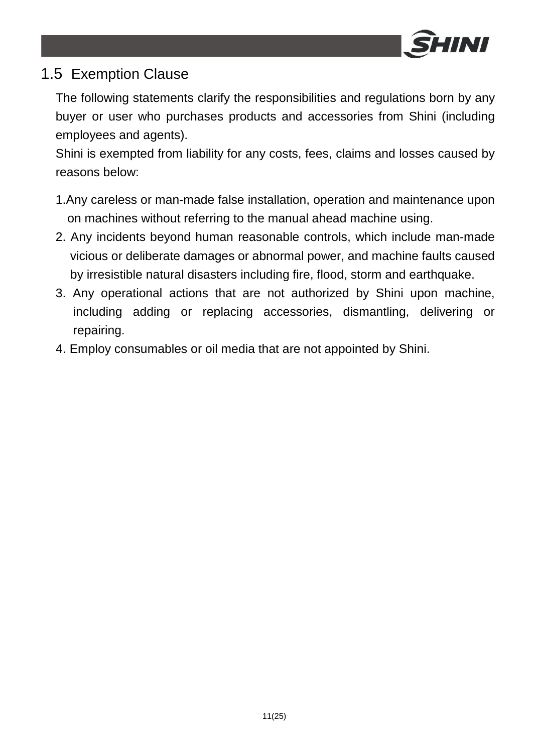## 1.5 Exemption Clause

The following statements clarify the responsibilities and regulations born by any buyer or user who purchases products and accessories from Shini (including employees and agents).

Shini is exempted from liability for any costs, fees, claims and losses caused by reasons below:

1. Any careless or man-made false installation, operation and maintenance upon on machines without referring to the manual ahead machine using.
2. Any incidents beyond human reasonable controls, which include man-made vicious or deliberate damages or abnormal power, and machine faults caused by irresistible natural disasters including fire, flood, storm and earthquake.
3. Any operational actions that are not authorized by Shini upon machine, including adding or replacing accessories, dismantling, delivering or repairing.
4. Employ consumables or oil media that are not appointed by Shini.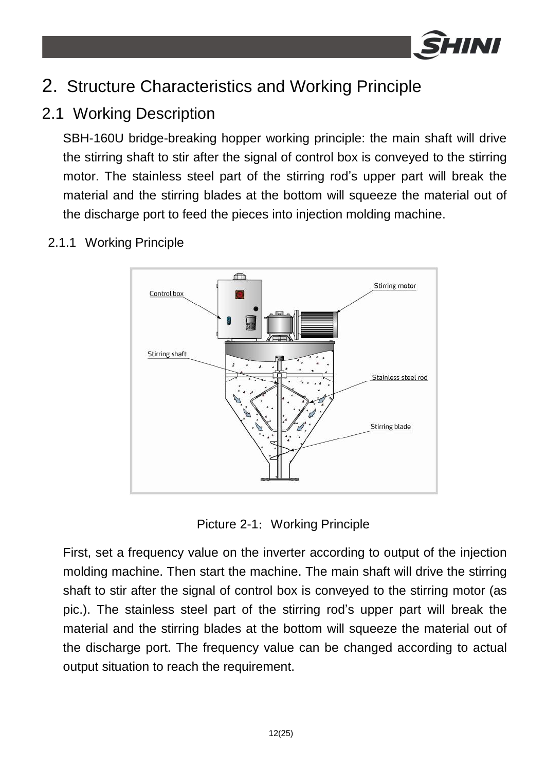# 2. Structure Characteristics and Working Principle

## 2.1 Working Description

SBH-160U bridge-breaking hopper working principle: the main shaft will drive the stirring shaft to stir after the signal of control box is conveyed to the stirring motor. The stainless steel part of the stirring rod's upper part will break the material and the stirring blades at the bottom will squeeze the material out of the discharge port to feed the pieces into injection molding machine.

### 2.1.1 Working Principle

Picture 2-1: Working Principle

First, set a frequency value on the inverter according to output of the injection molding machine. Then start the machine. The main shaft will drive the stirring shaft to stir after the signal of control box is conveyed to the stirring motor (as pic.). The stainless steel part of the stirring rod's upper part will break the material and the stirring blades at the bottom will squeeze the material out of the discharge port. The frequency value can be changed according to actual output situation to reach the requirement.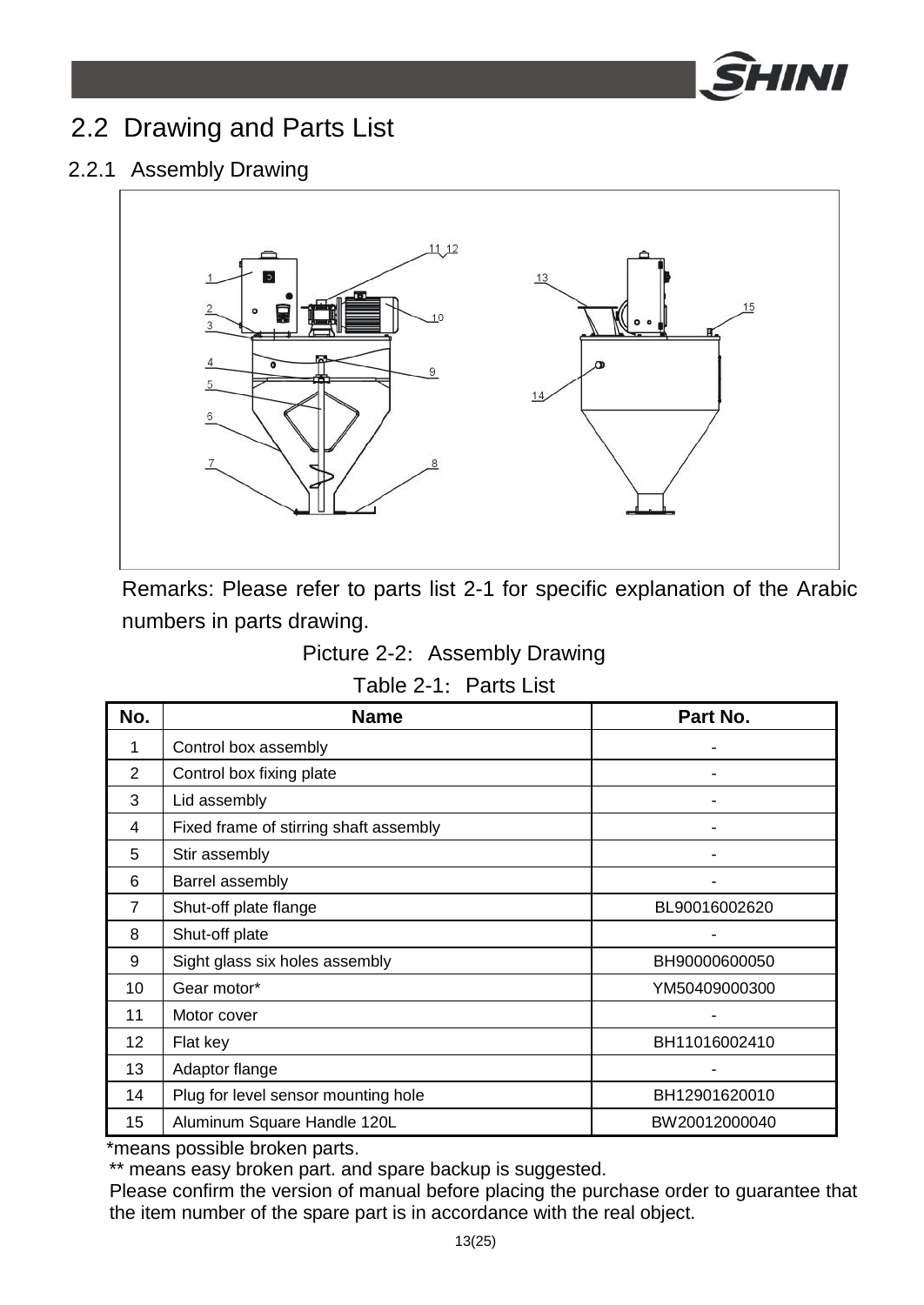## 2.2 Drawing and Parts List

### 2.2.1 Assembly Drawing

Remarks: Please refer to parts list 2-1 for specific explanation of the Arabic numbers in parts drawing.

Picture 2-2: Assembly Drawing

Table 2-1: Parts List

| No. | Name | Part No. |
|---|---|---|
| 1 | Control box assembly | - |
| 2 | Control box fixing plate | - |
| 3 | Lid assembly | - |
| 4 | Fixed frame of stirring shaft assembly | - |
| 5 | Stir assembly | - |
| 6 | Barrel assembly | - |
| 7 | Shut-off plate flange | BL90016002620 |
| 8 | Shut-off plate | - |
| 9 | Sight glass six holes assembly | BH90000600050 |
| 10 | Gear motor* | YM50409000300 |
| 11 | Motor cover | - |
| 12 | Flat key | BH11016002410 |
| 13 | Adaptor flange | - |
| 14 | Plug for level sensor mounting hole | BH12901620010 |
| 15 | Aluminum Square Handle 120L | BW20012000040 |

*means possible broken parts.

** means easy broken part. and spare backup is suggested.

Please confirm the version of manual before placing the purchase order to guarantee that the item number of the spare part is in accordance with the real object.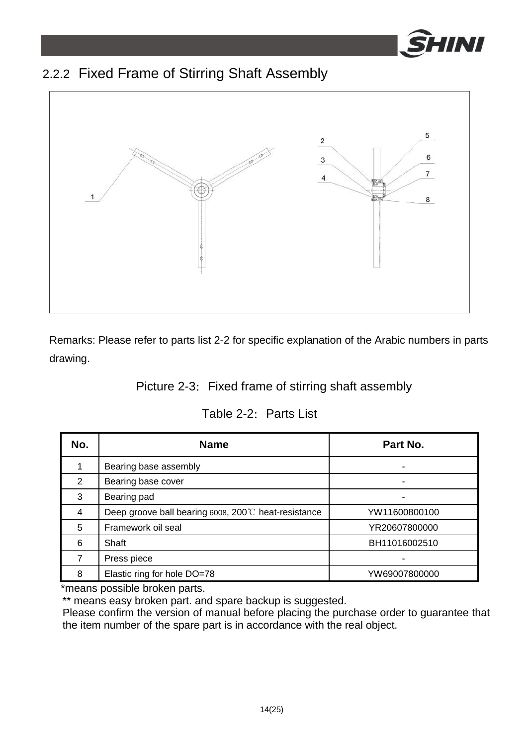## 2.2.2 Fixed Frame of Stirring Shaft Assembly

Remarks: Please refer to parts list 2-2 for specific explanation of the Arabic numbers in parts drawing.

Picture 2-3: Fixed frame of stirring shaft assembly

Table 2-2: Parts List

| No. | Name | Part No. |
|---|---|---|
| 1 | Bearing base assembly | - |
| 2 | Bearing base cover | - |
| 3 | Bearing pad | - |
| 4 | Deep groove ball bearing 6008, 200℃ heat-resistance | YW11600800100 |
| 5 | Framework oil seal | YR20607800000 |
| 6 | Shaft | BH11016002510 |
| 7 | Press piece | - |
| 8 | Elastic ring for hole DO=78 | YW69007800000 |

*means possible broken parts.

** means easy broken part. and spare backup is suggested.

Please confirm the version of manual before placing the purchase order to guarantee that the item number of the spare part is in accordance with the real object.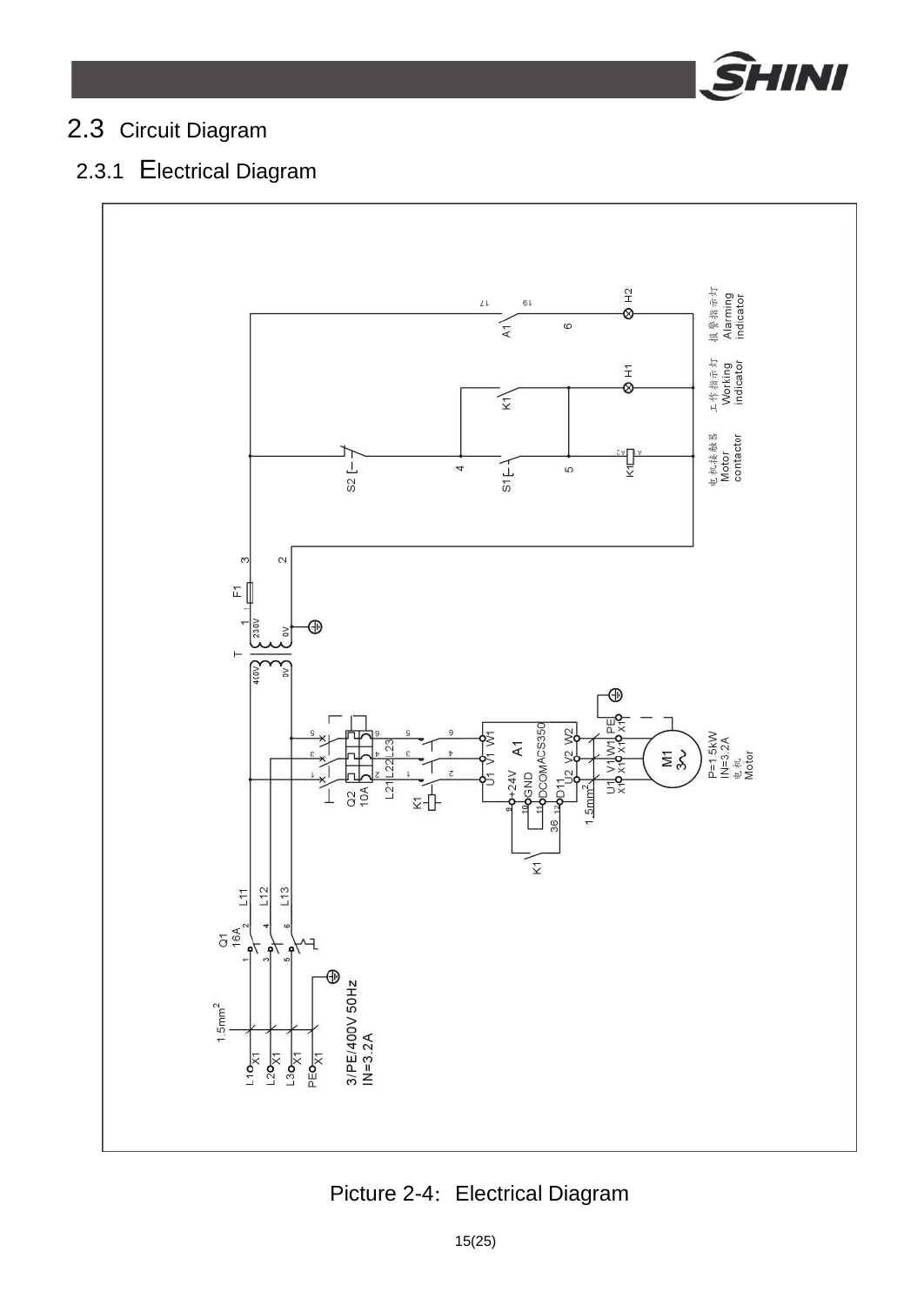## 2.3 Circuit Diagram

### 2.3.1 Electrical Diagram

Picture 2-4: Electrical Diagram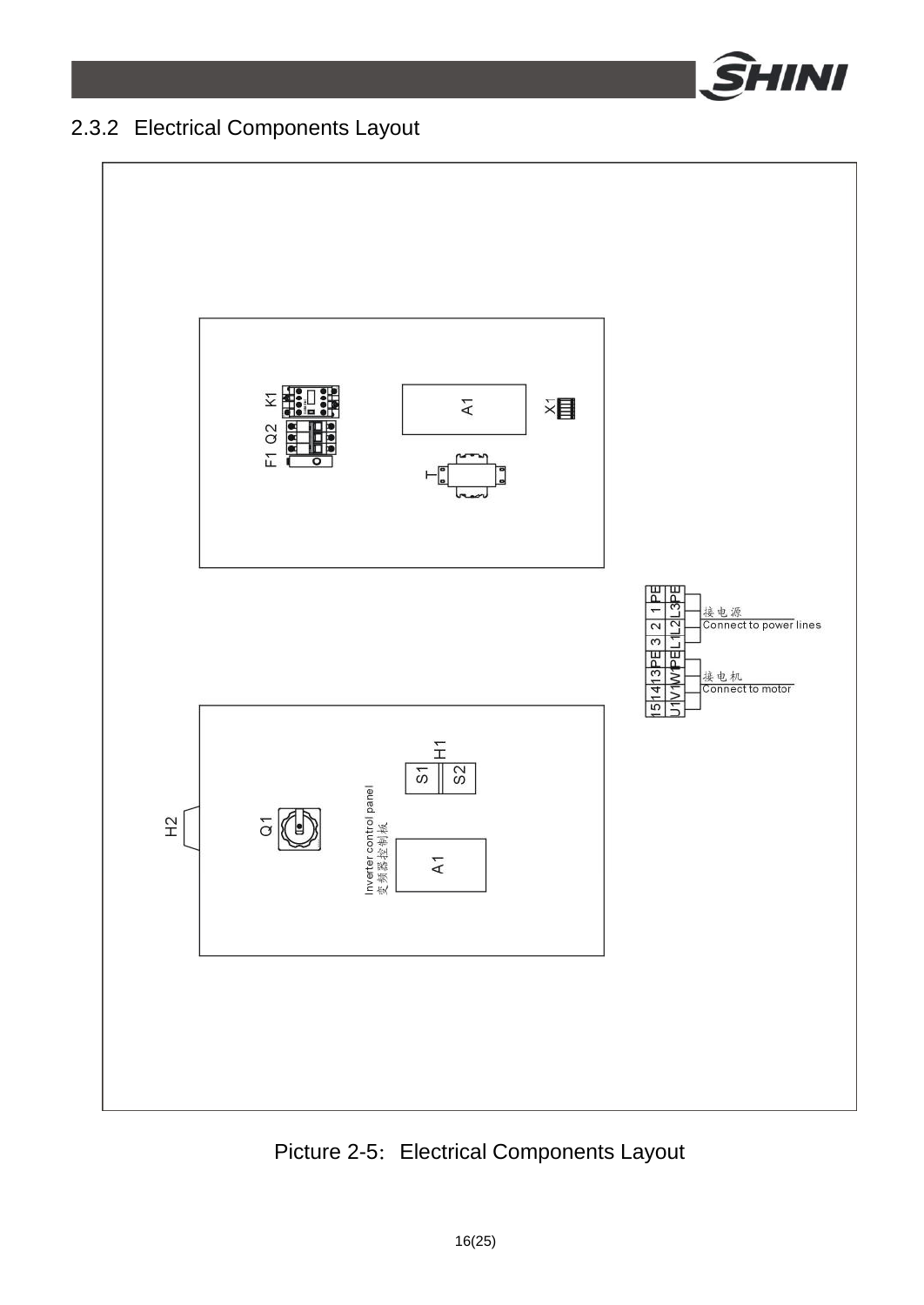### 2.3.2 Electrical Components Layout

K1

Q2

F1

A1

X1

T

PE 1 2 3 PE 13 14 15

L3 L2 L1 PE W1 V1 U1

接电源
Connect to power lines

接电机
Connect to motor

H1

S1 S2

H2

Q1

Inverter control panel
变频器控制板

A1

Picture 2-5: Electrical Components Layout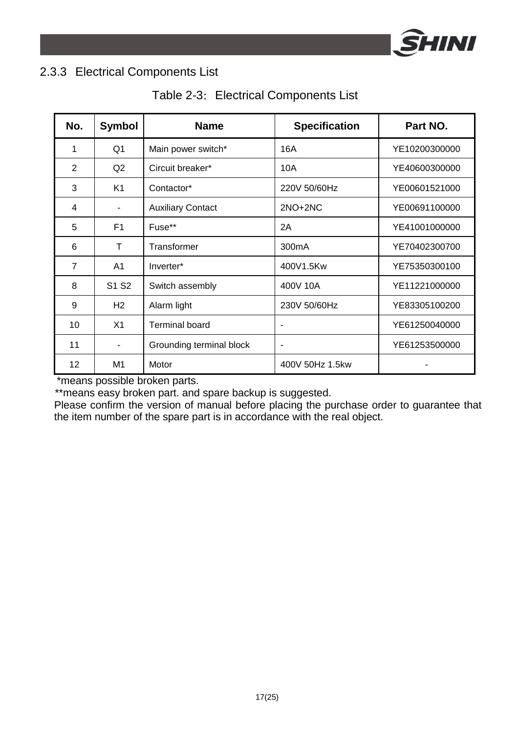### 2.3.3 Electrical Components List

Table 2-3: Electrical Components List

| No. | Symbol | Name | Specification | Part NO. |
|---|---|---|---|---|
| 1 | Q1 | Main power switch* | 16A | YE10200300000 |
| 2 | Q2 | Circuit breaker* | 10A | YE40600300000 |
| 3 | K1 | Contactor* | 220V 50/60Hz | YE00601521000 |
| 4 | - | Auxiliary Contact | 2NO+2NC | YE00691100000 |
| 5 | F1 | Fuse** | 2A | YE41001000000 |
| 6 | T | Transformer | 300mA | YE70402300700 |
| 7 | A1 | Inverter* | 400V1.5Kw | YE75350300100 |
| 8 | S1 S2 | Switch assembly | 400V 10A | YE11221000000 |
| 9 | H2 | Alarm light | 230V 50/60Hz | YE83305100200 |
| 10 | X1 | Terminal board | - | YE61250040000 |
| 11 | - | Grounding terminal block | - | YE61253500000 |
| 12 | M1 | Motor | 400V 50Hz 1.5kw | - |

*means possible broken parts.

**means easy broken part. and spare backup is suggested.

Please confirm the version of manual before placing the purchase order to guarantee that the item number of the spare part is in accordance with the real object.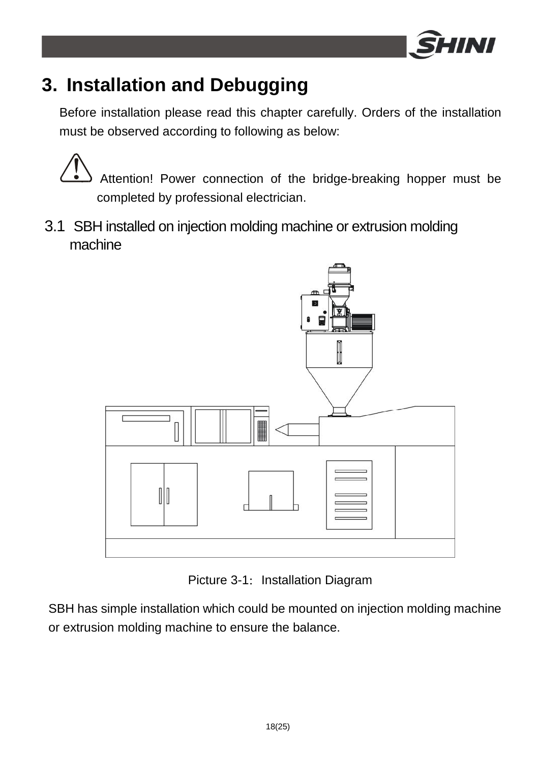# 3. Installation and Debugging

Before installation please read this chapter carefully. Orders of the installation must be observed according to following as below:

⚠ Attention! Power connection of the bridge-breaking hopper must be completed by professional electrician.

## 3.1 SBH installed on injection molding machine or extrusion molding machine

Picture 3-1: Installation Diagram

SBH has simple installation which could be mounted on injection molding machine or extrusion molding machine to ensure the balance.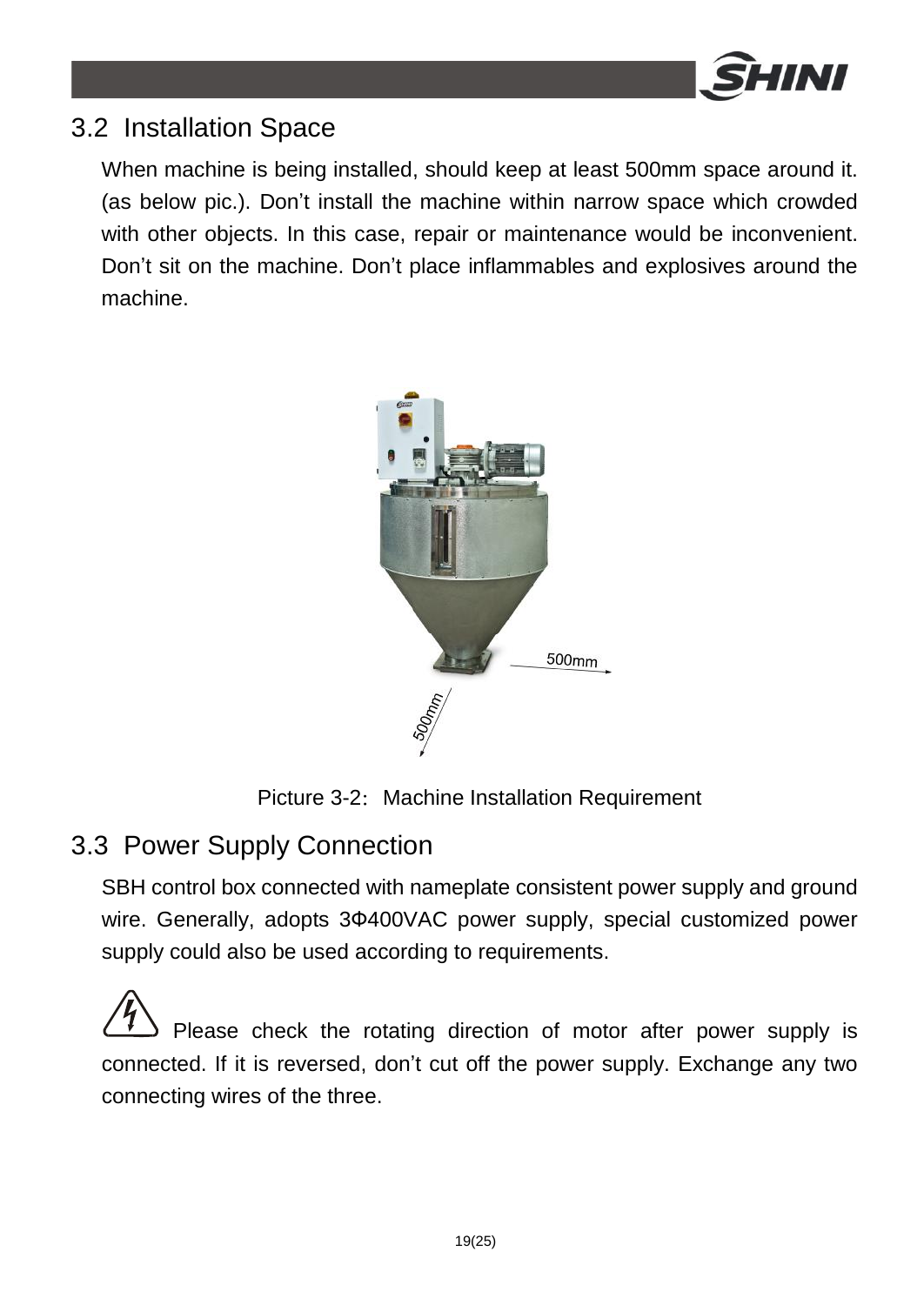## 3.2 Installation Space

When machine is being installed, should keep at least 500mm space around it. (as below pic.). Don't install the machine within narrow space which crowded with other objects. In this case, repair or maintenance would be inconvenient. Don't sit on the machine. Don't place inflammables and explosives around the machine.

Picture 3-2: Machine Installation Requirement

## 3.3 Power Supply Connection

SBH control box connected with nameplate consistent power supply and ground wire. Generally, adopts 3Φ400VAC power supply, special customized power supply could also be used according to requirements.

Please check the rotating direction of motor after power supply is connected. If it is reversed, don't cut off the power supply. Exchange any two connecting wires of the three.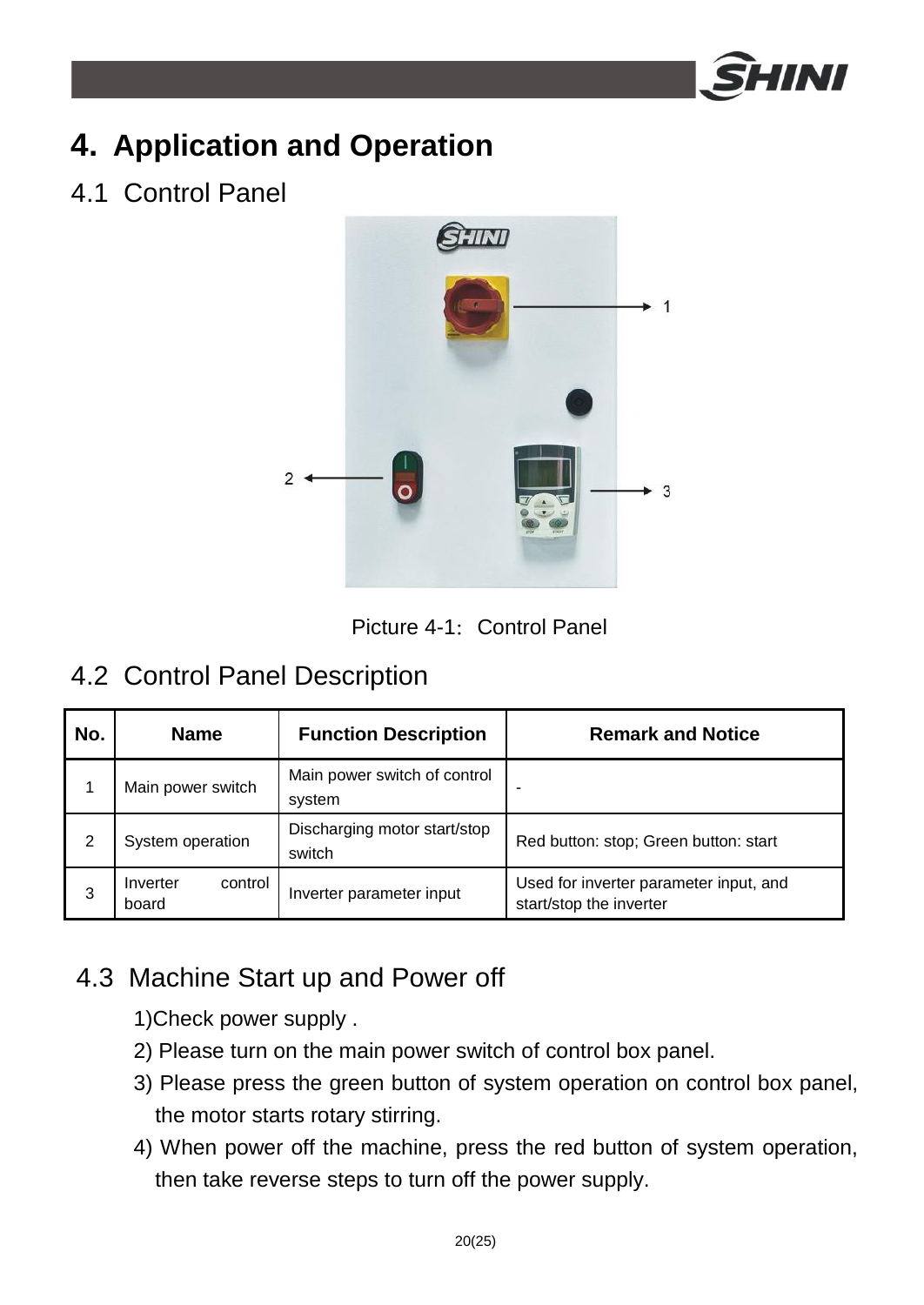# 4. Application and Operation

## 4.1 Control Panel

Picture 4-1: Control Panel

## 4.2 Control Panel Description

| No. | Name | Function Description | Remark and Notice |
|---|---|---|---|
| 1 | Main power switch | Main power switch of control system | - |
| 2 | System operation | Discharging motor start/stop switch | Red button: stop; Green button: start |
| 3 | Inverter control board | Inverter parameter input | Used for inverter parameter input, and start/stop the inverter |

## 4.3 Machine Start up and Power off

1)Check power supply .

2) Please turn on the main power switch of control box panel.

3) Please press the green button of system operation on control box panel, the motor starts rotary stirring.

4) When power off the machine, press the red button of system operation, then take reverse steps to turn off the power supply.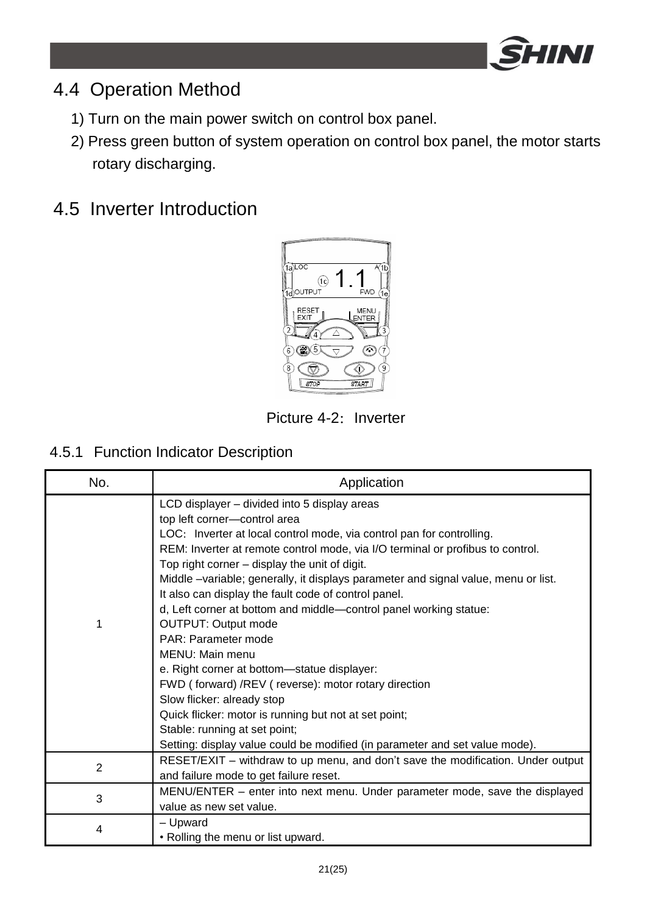## 4.4 Operation Method

1) Turn on the main power switch on control box panel.

2) Press green button of system operation on control box panel, the motor starts rotary discharging.

## 4.5 Inverter Introduction

Picture 4-2: Inverter

### 4.5.1 Function Indicator Description

| No. | Application |
|---|---|
| 1 | LCD displayer – divided into 5 display areas<br>top left corner—control area<br>LOC: Inverter at local control mode, via control pan for controlling.<br>REM: Inverter at remote control mode, via I/O terminal or profibus to control.<br>Top right corner – display the unit of digit.<br>Middle –variable; generally, it displays parameter and signal value, menu or list.<br>It also can display the fault code of control panel.<br>d, Left corner at bottom and middle—control panel working statue:<br>OUTPUT: Output mode<br>PAR: Parameter mode<br>MENU: Main menu<br>e. Right corner at bottom—statue displayer:<br>FWD ( forward) /REV ( reverse): motor rotary direction<br>Slow flicker: already stop<br>Quick flicker: motor is running but not at set point;<br>Stable: running at set point;<br>Setting: display value could be modified (in parameter and set value mode). |
| 2 | RESET/EXIT – withdraw to up menu, and don't save the modification. Under output and failure mode to get failure reset. |
| 3 | MENU/ENTER – enter into next menu. Under parameter mode, save the displayed value as new set value. |
| 4 | – Upward<br>• Rolling the menu or list upward. |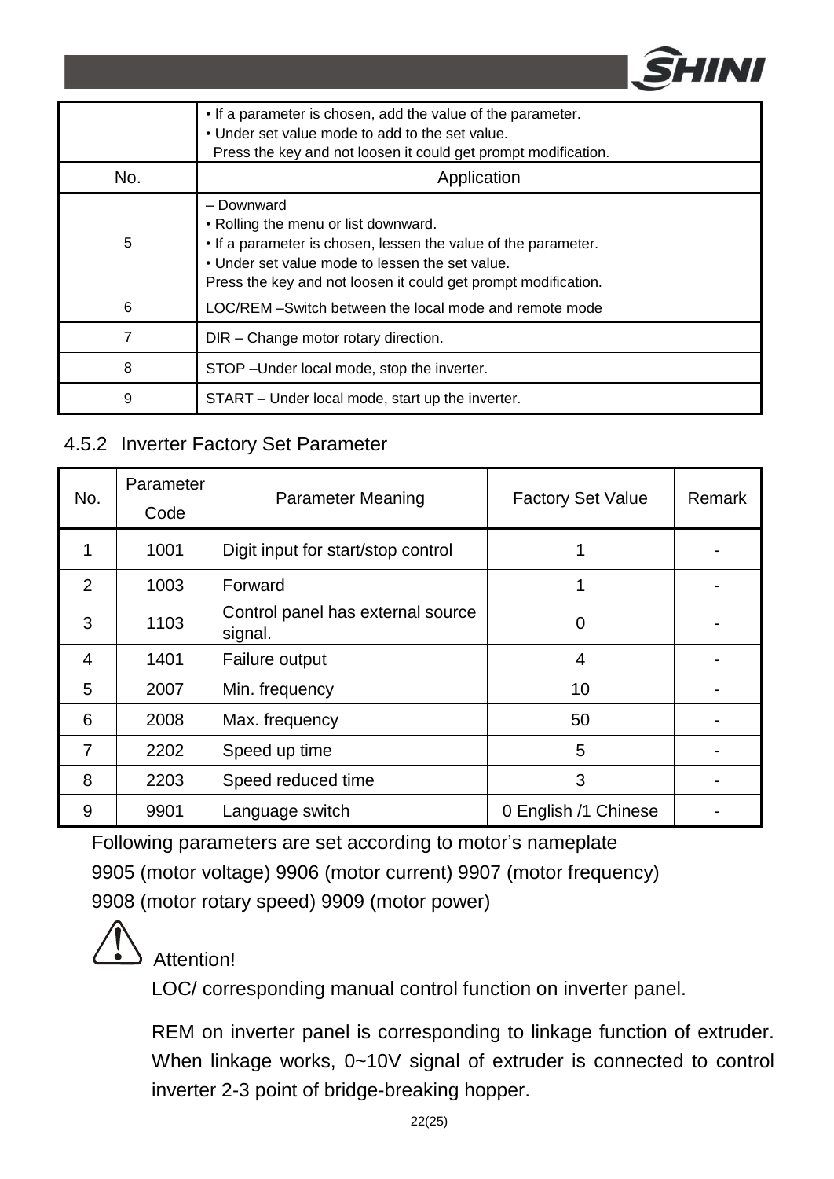| No. | Application |
|---|---|
| | • If a parameter is chosen, add the value of the parameter.<br>• Under set value mode to add to the set value.<br>Press the key and not loosen it could get prompt modification. |
| 5 | – Downward<br>• Rolling the menu or list downward.<br>• If a parameter is chosen, lessen the value of the parameter.<br>• Under set value mode to lessen the set value.<br>Press the key and not loosen it could get prompt modification. |
| 6 | LOC/REM –Switch between the local mode and remote mode |
| 7 | DIR – Change motor rotary direction. |
| 8 | STOP –Under local mode, stop the inverter. |
| 9 | START – Under local mode, start up the inverter. |

### 4.5.2 Inverter Factory Set Parameter

| No. | Parameter Code | Parameter Meaning | Factory Set Value | Remark |
|---|---|---|---|---|
| 1 | 1001 | Digit input for start/stop control | 1 | - |
| 2 | 1003 | Forward | 1 | - |
| 3 | 1103 | Control panel has external source signal. | 0 | - |
| 4 | 1401 | Failure output | 4 | - |
| 5 | 2007 | Min. frequency | 10 | - |
| 6 | 2008 | Max. frequency | 50 | - |
| 7 | 2202 | Speed up time | 5 | - |
| 8 | 2203 | Speed reduced time | 3 | - |
| 9 | 9901 | Language switch | 0 English /1 Chinese | - |

Following parameters are set according to motor's nameplate

9905 (motor voltage) 9906 (motor current) 9907 (motor frequency)

9908 (motor rotary speed) 9909 (motor power)

Attention!

LOC/ corresponding manual control function on inverter panel.

REM on inverter panel is corresponding to linkage function of extruder. When linkage works, 0~10V signal of extruder is connected to control inverter 2-3 point of bridge-breaking hopper.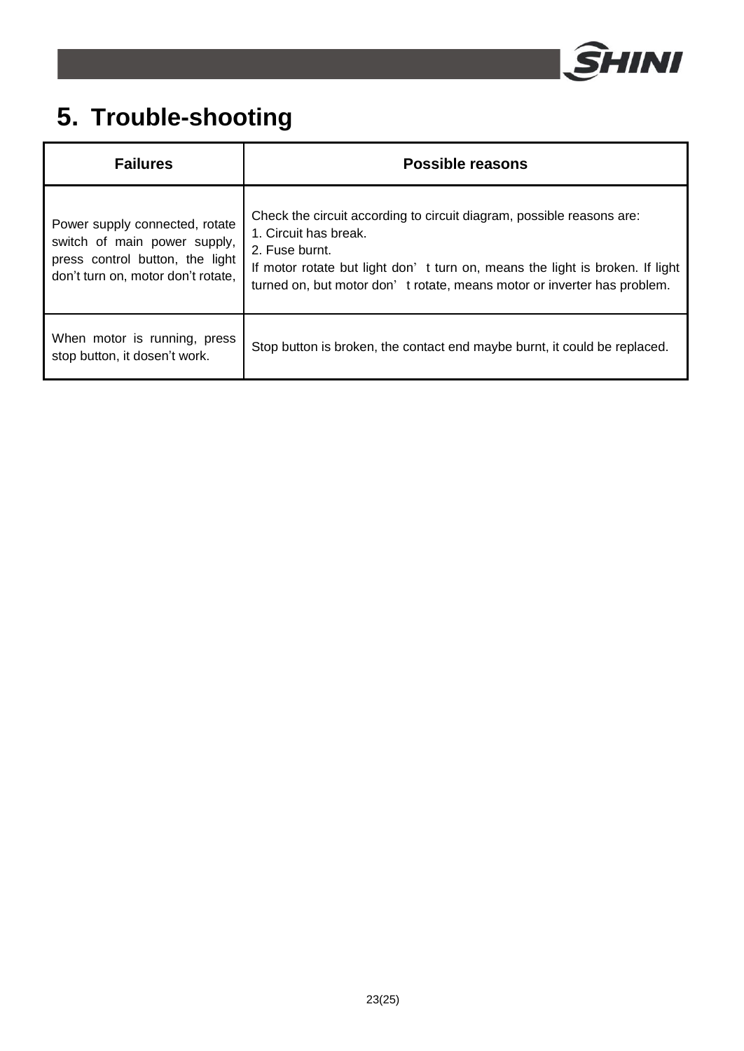# 5. Trouble-shooting

| Failures | Possible reasons |
| --- | --- |
| Power supply connected, rotate switch of main power supply, press control button, the light don't turn on, motor don't rotate, | Check the circuit according to circuit diagram, possible reasons are:<br>1. Circuit has break.<br>2. Fuse burnt.<br>If motor rotate but light don't turn on, means the light is broken. If light turned on, but motor don't rotate, means motor or inverter has problem. |
| When motor is running, press stop button, it dosen't work. | Stop button is broken, the contact end maybe burnt, it could be replaced. |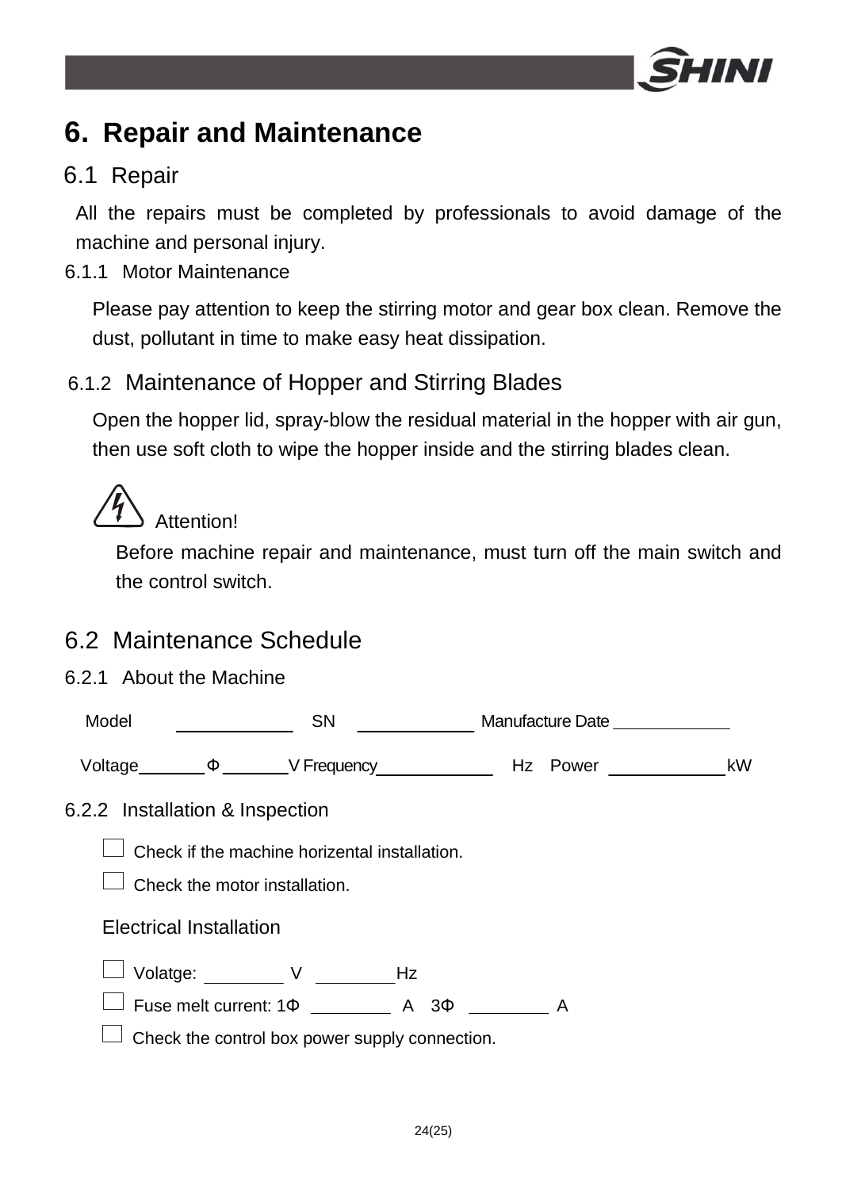# 6. Repair and Maintenance

## 6.1 Repair

All the repairs must be completed by professionals to avoid damage of the machine and personal injury.

### 6.1.1 Motor Maintenance

Please pay attention to keep the stirring motor and gear box clean. Remove the dust, pollutant in time to make easy heat dissipation.

### 6.1.2 Maintenance of Hopper and Stirring Blades

Open the hopper lid, spray-blow the residual material in the hopper with air gun, then use soft cloth to wipe the hopper inside and the stirring blades clean.

Attention!

Before machine repair and maintenance, must turn off the main switch and the control switch.

## 6.2 Maintenance Schedule

### 6.2.1 About the Machine

Model ____________ SN ____________ Manufacture Date ____________

Voltage ________ Φ ________ V Frequency ____________ Hz Power ____________ kW

### 6.2.2 Installation & Inspection

- ☐ Check if the machine horizental installation.
- ☐ Check the motor installation.

Electrical Installation

- ☐ Volatge: ________ V ________ Hz
- ☐ Fuse melt current: 1Φ ________ A 3Φ ________ A
- ☐ Check the control box power supply connection.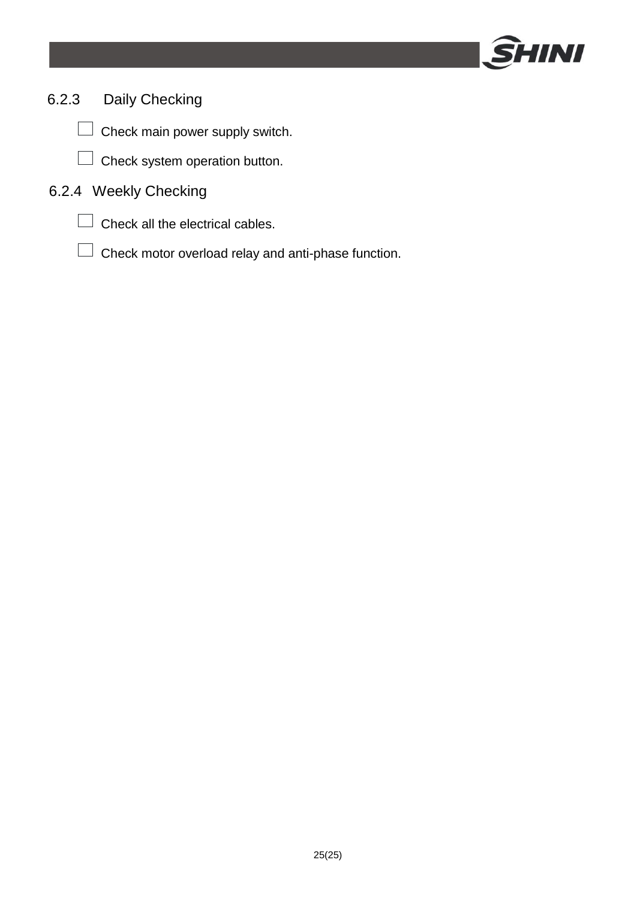### 6.2.3 Daily Checking

- ☐ Check main power supply switch.
- ☐ Check system operation button.

### 6.2.4 Weekly Checking

- ☐ Check all the electrical cables.
- ☐ Check motor overload relay and anti-phase function.